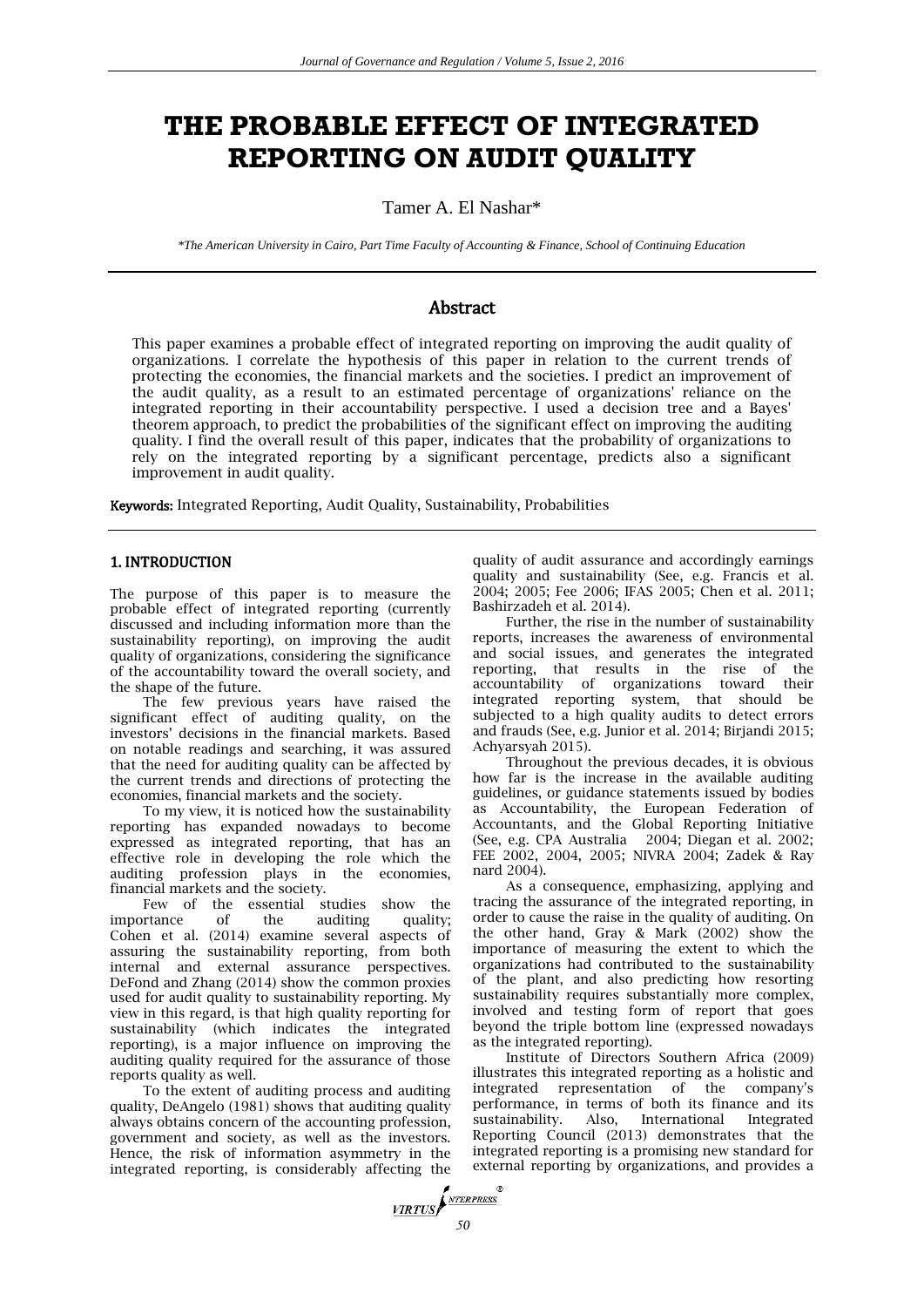# THE PROBABLE EFFECT OF INTEGRATED REPORTING ON AUDIT QUALITY

Tamer A. El Nashar*

*\*The American University in Cairo, Part Time Faculty of Accounting & Finance, School of Continuing Education*

## Abstract

This paper examines a probable effect of integrated reporting on improving the audit quality of organizations. I correlate the hypothesis of this paper in relation to the current trends of protecting the economies, the financial markets and the societies. I predict an improvement of the audit quality, as a result to an estimated percentage of organizations' reliance on the integrated reporting in their accountability perspective. I used a decision tree and a Bayes' theorem approach, to predict the probabilities of the significant effect on improving the auditing quality. I find the overall result of this paper, indicates that the probability of organizations to rely on the integrated reporting by a significant percentage, predicts also a significant improvement in audit quality.

**Keywords:** Integrated Reporting, Audit Quality, Sustainability, Probabilities

## 1. INTRODUCTION

The purpose of this paper is to measure the probable effect of integrated reporting (currently discussed and including information more than the sustainability reporting), on improving the audit quality of organizations, considering the significance of the accountability toward the overall society, and the shape of the future.

The few previous years have raised the significant effect of auditing quality, on the investors' decisions in the financial markets. Based on notable readings and searching, it was assured that the need for auditing quality can be affected by the current trends and directions of protecting the economies, financial markets and the society.

To my view, it is noticed how the sustainability reporting has expanded nowadays to become expressed as integrated reporting, that has an effective role in developing the role which the auditing profession plays in the economies, financial markets and the society.

Few of the essential studies show the importance of the auditing quality; Cohen et al. (2014) examine several aspects of assuring the sustainability reporting, from both internal and external assurance perspectives. DeFond and Zhang (2014) show the common proxies used for audit quality to sustainability reporting. My view in this regard, is that high quality reporting for sustainability (which indicates the integrated reporting), is a major influence on improving the auditing quality required for the assurance of those reports quality as well.

To the extent of auditing process and auditing quality, DeAngelo (1981) shows that auditing quality always obtains concern of the accounting profession, government and society, as well as the investors. Hence, the risk of information asymmetry in the integrated reporting, is considerably affecting the quality of audit assurance and accordingly earnings quality and sustainability (See, e.g. Francis et al. 2004; 2005; Fee 2006; IFAS 2005; Chen et al. 2011; Bashirzadeh et al. 2014).

Further, the rise in the number of sustainability reports, increases the awareness of environmental and social issues, and generates the integrated reporting, that results in the rise of the accountability of organizations toward their integrated reporting system, that should be subjected to a high quality audits to detect errors and frauds (See, e.g. Junior et al. 2014; Birjandi 2015; Achyarsyah 2015).

Throughout the previous decades, it is obvious how far is the increase in the available auditing guidelines, or guidance statements issued by bodies as Accountability, the European Federation of Accountants, and the Global Reporting Initiative (See, e.g. CPA Australia 2004; Diegan et al. 2002; FEE 2002, 2004, 2005; NIVRA 2004; Zadek & Ray nard 2004).

As a consequence, emphasizing, applying and tracing the assurance of the integrated reporting, in order to cause the raise in the quality of auditing. On the other hand, Gray & Mark (2002) show the importance of measuring the extent to which the organizations had contributed to the sustainability of the plant, and also predicting how resorting sustainability requires substantially more complex, involved and testing form of report that goes beyond the triple bottom line (expressed nowadays as the integrated reporting).

Institute of Directors Southern Africa (2009) illustrates this integrated reporting as a holistic and integrated representation of the company's performance, in terms of both its finance and its sustainability. Also, International Integrated Reporting Council (2013) demonstrates that the integrated reporting is a promising new standard for external reporting by organizations, and provides a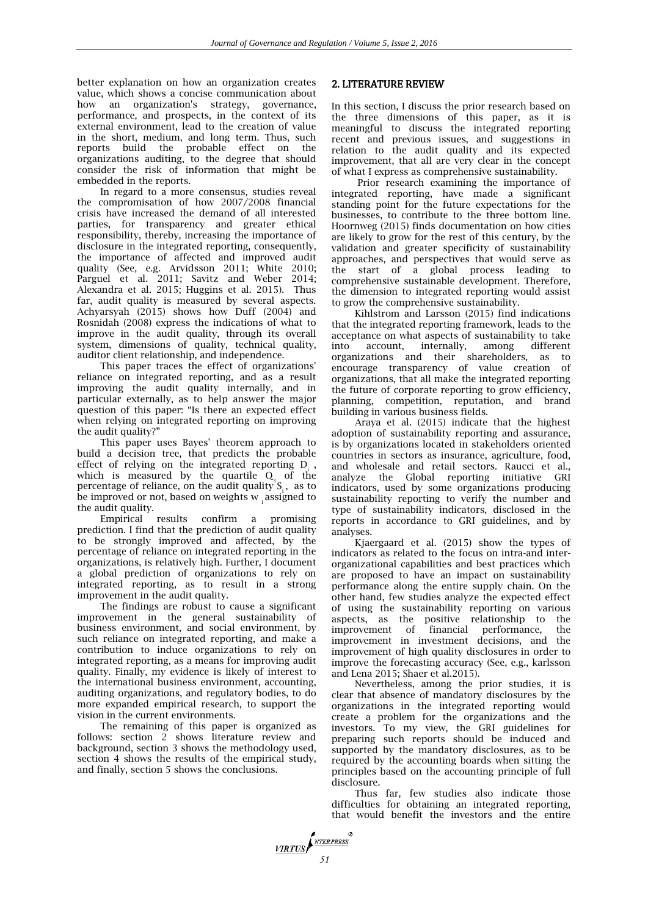better explanation on how an organization creates value, which shows a concise communication about how an organization's strategy, governance, performance, and prospects, in the context of its external environment, lead to the creation of value in the short, medium, and long term. Thus, such reports build the probable effect on the organizations auditing, to the degree that should consider the risk of information that might be embedded in the reports.

In regard to a more consensus, studies reveal the compromisation of how 2007/2008 financial crisis have increased the demand of all interested parties, for transparency and greater ethical responsibility, thereby, increasing the importance of disclosure in the integrated reporting, consequently, the importance of affected and improved audit quality (See, e.g. Arvidsson 2011; White 2010; Parguel et al. 2011; Savitz and Weber 2014; Alexandra et al. 2015; Huggins et al. 2015). Thus far, audit quality is measured by several aspects. Achyarsyah (2015) shows how Duff (2004) and Rosnidah (2008) express the indications of what to improve in the audit quality, through its overall system, dimensions of quality, technical quality, auditor client relationship, and independence.

This paper traces the effect of organizations' reliance on integrated reporting, and as a result improving the audit quality internally, and in particular externally, as to help answer the major question of this paper: "Is there an expected effect when relying on integrated reporting on improving the audit quality?"

This paper uses Bayes' theorem approach to build a decision tree, that predicts the probable effect of relying on the integrated reporting $D_i$, which is measured by the quartile $Q_3$ of the percentage of reliance, on the audit quality $S_i$, as to be improved or not, based on weights $w_i$ assigned to the audit quality.

Empirical results confirm a promising prediction. I find that the prediction of audit quality to be strongly improved and affected, by the percentage of reliance on integrated reporting in the organizations, is relatively high. Further, I document a global prediction of organizations to rely on integrated reporting, as to result in a strong improvement in the audit quality.

The findings are robust to cause a significant improvement in the general sustainability of business environment, and social environment, by such reliance on integrated reporting, and make a contribution to induce organizations to rely on integrated reporting, as a means for improving audit quality. Finally, my evidence is likely of interest to the international business environment, accounting, auditing organizations, and regulatory bodies, to do more expanded empirical research, to support the vision in the current environments.

The remaining of this paper is organized as follows: section 2 shows literature review and background, section 3 shows the methodology used, section 4 shows the results of the empirical study, and finally, section 5 shows the conclusions.

## 2. LITERATURE REVIEW

In this section, I discuss the prior research based on the three dimensions of this paper, as it is meaningful to discuss the integrated reporting recent and previous issues, and suggestions in relation to the audit quality and its expected improvement, that all are very clear in the concept of what I express as comprehensive sustainability.

Prior research examining the importance of integrated reporting, have made a significant standing point for the future expectations for the businesses, to contribute to the three bottom line. Hoornweg (2015) finds documentation on how cities are likely to grow for the rest of this century, by the validation and greater specificity of sustainability approaches, and perspectives that would serve as the start of a global process leading to comprehensive sustainable development. Therefore, the dimension to integrated reporting would assist to grow the comprehensive sustainability.

Kihlstrom and Larsson (2015) find indications that the integrated reporting framework, leads to the acceptance on what aspects of sustainability to take into account, internally, among different organizations and their shareholders, as to encourage transparency of value creation of organizations, that all make the integrated reporting the future of corporate reporting to grow efficiency, planning, competition, reputation, and brand building in various business fields.

Araya et al. (2015) indicate that the highest adoption of sustainability reporting and assurance, is by organizations located in stakeholders oriented countries in sectors as insurance, agriculture, food, and wholesale and retail sectors. Raucci et al., analyze the Global reporting initiative GRI indicators, used by some organizations producing sustainability reporting to verify the number and type of sustainability indicators, disclosed in the reports in accordance to GRI guidelines, and by analyses.

Kjaergaard et al. (2015) show the types of indicators as related to the focus on intra-and inter-organizational capabilities and best practices which are proposed to have an impact on sustainability performance along the entire supply chain. On the other hand, few studies analyze the expected effect of using the sustainability reporting on various aspects, as the positive relationship to the improvement of financial performance, the improvement in investment decisions, and the improvement of high quality disclosures in order to improve the forecasting accuracy (See, e.g., karlsson and Lena 2015; Shaer et al.2015).

Nevertheless, among the prior studies, it is clear that absence of mandatory disclosures by the organizations in the integrated reporting would create a problem for the organizations and the investors. To my view, the GRI guidelines for preparing such reports should be induced and supported by the mandatory disclosures, as to be required by the accounting boards when sitting the principles based on the accounting principle of full disclosure.

Thus far, few studies also indicate those difficulties for obtaining an integrated reporting, that would benefit the investors and the entire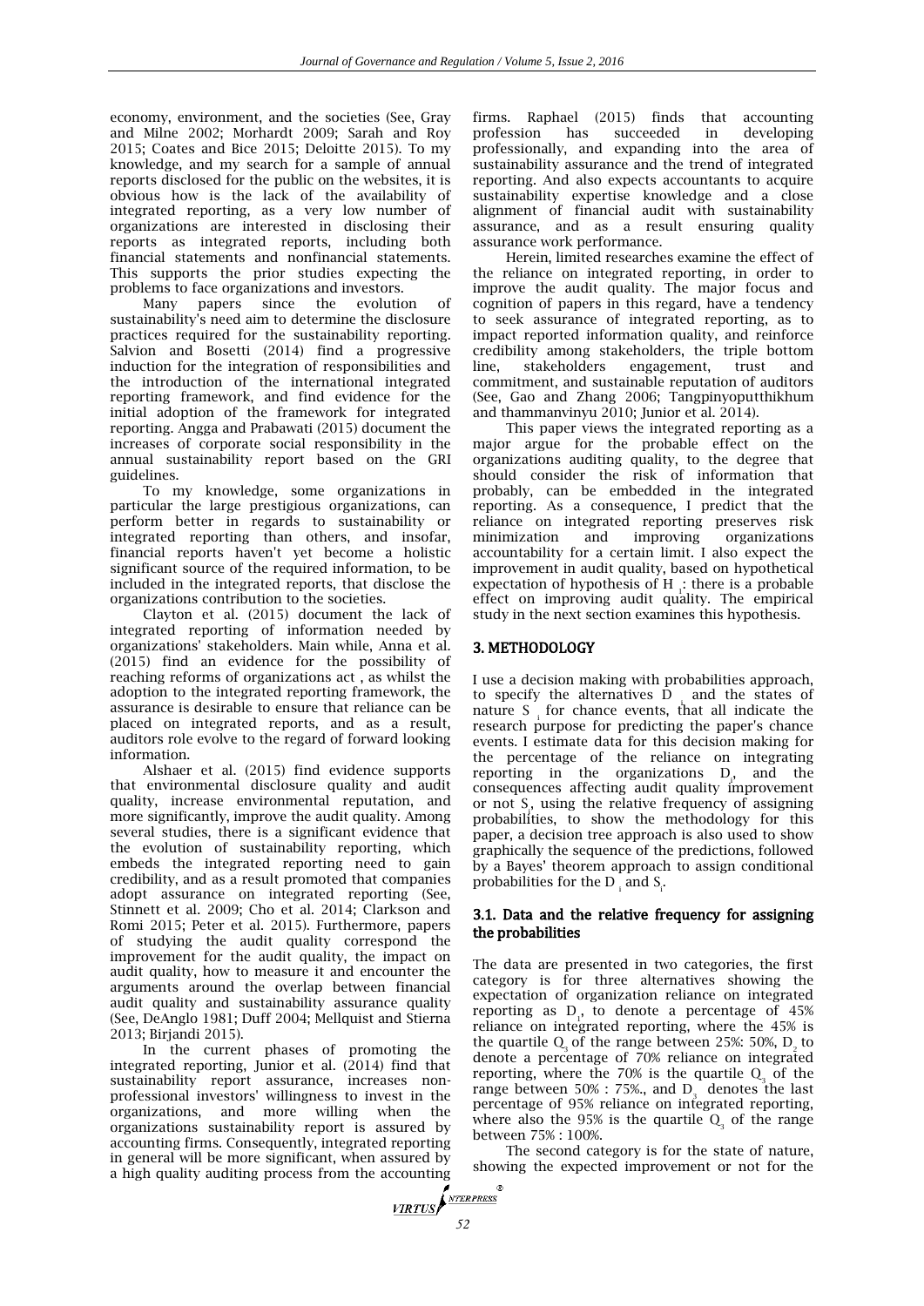economy, environment, and the societies (See, Gray and Milne 2002; Morhardt 2009; Sarah and Roy 2015; Coates and Bice 2015; Deloitte 2015). To my knowledge, and my search for a sample of annual reports disclosed for the public on the websites, it is obvious how is the lack of the availability of integrated reporting, as a very low number of organizations are interested in disclosing their reports as integrated reports, including both financial statements and nonfinancial statements. This supports the prior studies expecting the problems to face organizations and investors.

Many papers since the evolution of sustainability's need aim to determine the disclosure practices required for the sustainability reporting. Salvion and Bosetti (2014) find a progressive induction for the integration of responsibilities and the introduction of the international integrated reporting framework, and find evidence for the initial adoption of the framework for integrated reporting. Angga and Prabawati (2015) document the increases of corporate social responsibility in the annual sustainability report based on the GRI guidelines.

To my knowledge, some organizations in particular the large prestigious organizations, can perform better in regards to sustainability or integrated reporting than others, and insofar, financial reports haven't yet become a holistic significant source of the required information, to be included in the integrated reports, that disclose the organizations contribution to the societies.

Clayton et al. (2015) document the lack of integrated reporting of information needed by organizations' stakeholders. Main while, Anna et al. (2015) find an evidence for the possibility of reaching reforms of organizations act , as whilst the adoption to the integrated reporting framework, the assurance is desirable to ensure that reliance can be placed on integrated reports, and as a result, auditors role evolve to the regard of forward looking information.

Alshaer et al. (2015) find evidence supports that environmental disclosure quality and audit quality, increase environmental reputation, and more significantly, improve the audit quality. Among several studies, there is a significant evidence that the evolution of sustainability reporting, which embeds the integrated reporting need to gain credibility, and as a result promoted that companies adopt assurance on integrated reporting (See, Stinnett et al. 2009; Cho et al. 2014; Clarkson and Romi 2015; Peter et al. 2015). Furthermore, papers of studying the audit quality correspond the improvement for the audit quality, the impact on audit quality, how to measure it and encounter the arguments around the overlap between financial audit quality and sustainability assurance quality (See, DeAnglo 1981; Duff 2004; Mellquist and Stierna 2013; Birjandi 2015).

In the current phases of promoting the integrated reporting, Junior et al. (2014) find that sustainability report assurance, increases non-professional investors' willingness to invest in the organizations, and more willing when the organizations sustainability report is assured by accounting firms. Consequently, integrated reporting in general will be more significant, when assured by a high quality auditing process from the accounting firms. Raphael (2015) finds that accounting profession has succeeded in developing professionally, and expanding into the area of sustainability assurance and the trend of integrated reporting. And also expects accountants to acquire sustainability expertise knowledge and a close alignment of financial audit with sustainability assurance, and as a result ensuring quality assurance work performance.

Herein, limited researches examine the effect of the reliance on integrated reporting, in order to improve the audit quality. The major focus and cognition of papers in this regard, have a tendency to seek assurance of integrated reporting, as to impact reported information quality, and reinforce credibility among stakeholders, the triple bottom line, stakeholders engagement, trust and commitment, and sustainable reputation of auditors (See, Gao and Zhang 2006; Tangpinyoputthikhum and thammanvinyu 2010; Junior et al. 2014).

This paper views the integrated reporting as a major argue for the probable effect on the organizations auditing quality, to the degree that should consider the risk of information that probably, can be embedded in the integrated reporting. As a consequence, I predict that the reliance on integrated reporting preserves risk minimization and improving organizations accountability for a certain limit. I also expect the improvement in audit quality, based on hypothetical expectation of hypothesis of $H_1$: there is a probable effect on improving audit quality. The empirical study in the next section examines this hypothesis.

## 3. METHODOLOGY

I use a decision making with probabilities approach, to specify the alternatives $D_i$ and the states of nature $S_i$ for chance events, that all indicate the research purpose for predicting the paper's chance events. I estimate data for this decision making for the percentage of the reliance on integrating reporting in the organizations $D_i$, and the consequences affecting audit quality improvement or not $S_i$, using the relative frequency of assigning probabilities, to show the methodology for this paper, a decision tree approach is also used to show graphically the sequence of the predictions, followed by a Bayes' theorem approach to assign conditional probabilities for the $D_i$ and $S_i$.

### 3.1. Data and the relative frequency for assigning the probabilities

The data are presented in two categories, the first category is for three alternatives showing the expectation of organization reliance on integrated reporting as $D_1$, to denote a percentage of 45% reliance on integrated reporting, where the 45% is the quartile $Q_3$ of the range between 25%: 50%, $D_2$ to denote a percentage of 70% reliance on integrated reporting, where the 70% is the quartile $Q_3$ of the range between 50% : 75%., and $D_3$ denotes the last percentage of 95% reliance on integrated reporting, where also the 95% is the quartile $Q_3$ of the range between 75% : 100%.

The second category is for the state of nature, showing the expected improvement or not for the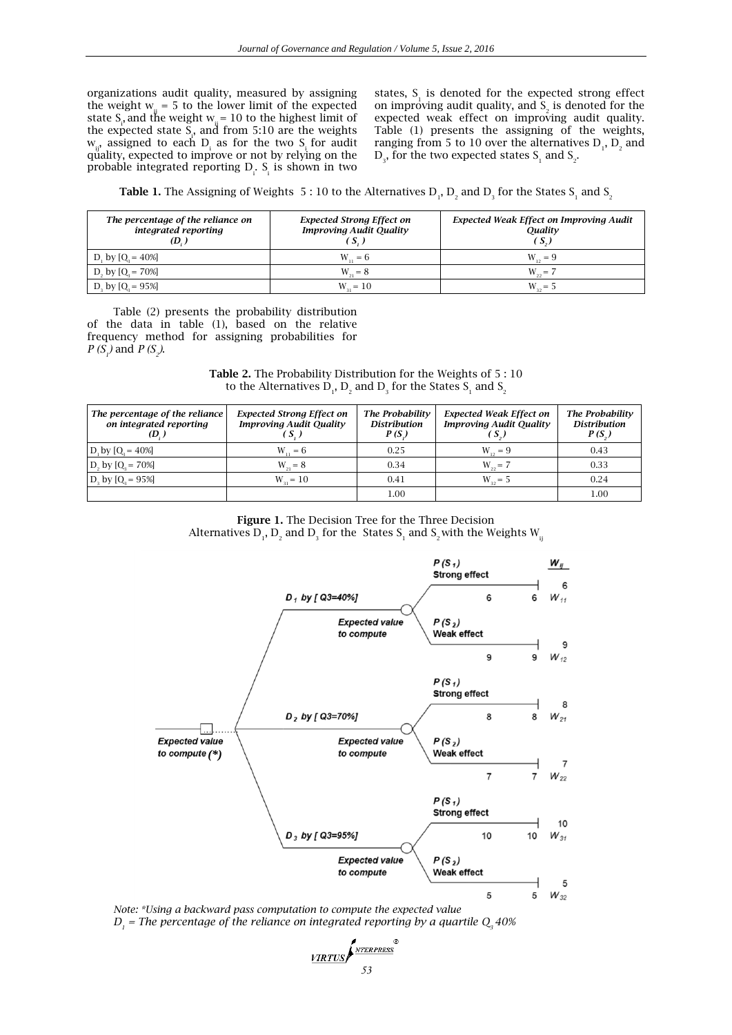organizations audit quality, measured by assigning the weight $w_{ij} = 5$ to the lower limit of the expected state $S_i$, and the weight $w_{ij} = 10$ to the highest limit of the expected state $S_i$, and from 5:10 are the weights $w_{ij}$, assigned to each $D_i$ as for the two $S_i$ for audit quality, expected to improve or not by relying on the probable integrated reporting $D_i$. $S_i$ is shown in two states, $S_1$ is denoted for the expected strong effect on improving audit quality, and $S_2$ is denoted for the expected weak effect on improving audit quality. Table (1) presents the assigning of the weights, ranging from 5 to 10 over the alternatives $D_1$, $D_2$ and $D_3$, for the two expected states $S_1$ and $S_2$.

**Table 1.** The Assigning of Weights 5 : 10 to the Alternatives $D_1$, $D_2$ and $D_3$ for the States $S_1$ and $S_2$

| *The percentage of the reliance on integrated reporting ($D_i$)* | *Expected Strong Effect on Improving Audit Quality ($S_1$)* | *Expected Weak Effect on Improving Audit Quality ($S_2$)* |
|---|---|---|
| $D_1$ by [$Q_3$ = 40%] | $W_{11} = 6$ | $W_{12} = 9$ |
| $D_2$ by [$Q_3$ = 70%] | $W_{21} = 8$ | $W_{22} = 7$ |
| $D_3$ by [$Q_3$ = 95%] | $W_{31} = 10$ | $W_{32} = 5$ |

Table (2) presents the probability distribution of the data in table (1), based on the relative frequency method for assigning probabilities for $P(S_1)$ and $P(S_2)$.

**Table 2.** The Probability Distribution for the Weights of 5 : 10 to the Alternatives $D_1$, $D_2$ and $D_3$ for the States $S_1$ and $S_2$

| *The percentage of the reliance on integrated reporting ($D_i$)* | *Expected Strong Effect on Improving Audit Quality ($S_1$)* | *The Probability Distribution $P(S_1)$* | *Expected Weak Effect on Improving Audit Quality ($S_2$)* | *The Probability Distribution $P(S_2)$* |
|---|---|---|---|---|
| $D_1$ by [$Q_3$ = 40%] | $W_{11} = 6$ | 0.25 | $W_{12} = 9$ | 0.43 |
| $D_2$ by [$Q_3$ = 70%] | $W_{21} = 8$ | 0.34 | $W_{22} = 7$ | 0.33 |
| $D_3$ by [$Q_3$ = 95%] | $W_{31} = 10$ | 0.41 | $W_{32} = 5$ | 0.24 |
| | | 1.00 | | 1.00 |

**Figure 1.** The Decision Tree for the Three Decision Alternatives $D_1$, $D_2$ and $D_3$ for the States $S_1$ and $S_2$ with the Weights $W_{ij}$

*Note: \*Using a backward pass computation to compute the expected value*
*$D_1$ = The percentage of the reliance on integrated reporting by a quartile $Q_3$ 40%*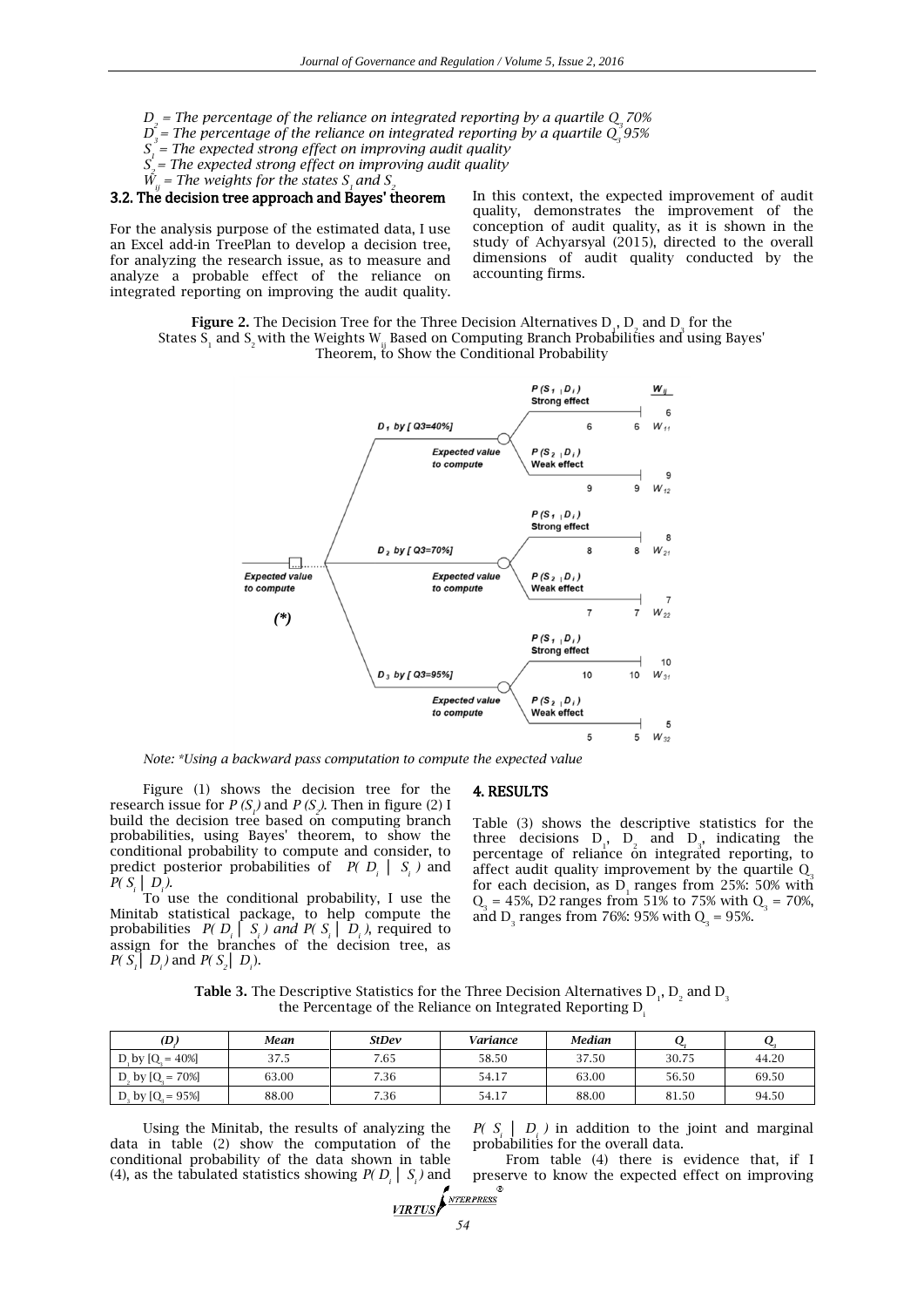*$D_2$ = The percentage of the reliance on integrated reporting by a quartile $Q_3$ 70%*
*$D_3$ = The percentage of the reliance on integrated reporting by a quartile $Q_3$ 95%*
*$S_1$ = The expected strong effect on improving audit quality*
*$S_2$ = The expected strong effect on improving audit quality*
*$W_{ij}$ = The weights for the states $S_1$ and $S_2$*

### 3.2. The decision tree approach and Bayes' theorem

For the analysis purpose of the estimated data, I use an Excel add-in TreePlan to develop a decision tree, for analyzing the research issue, as to measure and analyze a probable effect of the reliance on integrated reporting on improving the audit quality. In this context, the expected improvement of audit quality, demonstrates the improvement of the conception of audit quality, as it is shown in the study of Achyarsyal (2015), directed to the overall dimensions of audit quality conducted by the accounting firms.

**Figure 2.** The Decision Tree for the Three Decision Alternatives $D_1$, $D_2$ and $D_3$ for the States $S_1$ and $S_2$ with the Weights $W_{ij}$ Based on Computing Branch Probabilities and using Bayes' Theorem, to Show the Conditional Probability

*Note: *Using a backward pass computation to compute the expected value*

Figure (1) shows the decision tree for the research issue for $P(S_1)$ and $P(S_2)$. Then in figure (2) I build the decision tree based on computing branch probabilities, using Bayes' theorem, to show the conditional probability to compute and consider, to predict posterior probabilities of $P(D_i \mid S_i)$ and $P(S_i \mid D_i)$.

To use the conditional probability, I use the Minitab statistical package, to help compute the probabilities $P(D_i \mid S_i)$ and $P(S_i \mid D_i)$, required to assign for the branches of the decision tree, as $P(S_1 \mid D_i)$ and $P(S_2 \mid D_i)$.

## 4. RESULTS

Table (3) shows the descriptive statistics for the three decisions $D_1$, $D_2$ and $D_3$, indicating the percentage of reliance on integrated reporting, to affect audit quality improvement by the quartile $Q_3$ for each decision, as $D_1$ ranges from 25%: 50% with $Q_3$ = 45%, D2 ranges from 51% to 75% with $Q_3$ = 70%, and $D_3$ ranges from 76%: 95% with $Q_3$ = 95%.

**Table 3.** The Descriptive Statistics for the Three Decision Alternatives $D_1$, $D_2$ and $D_3$ the Percentage of the Reliance on Integrated Reporting $D_i$

| *(D)* | *Mean* | *StDev* | *Variance* | *Median* | *$Q_1$* | *$Q_3$* |
|---|---|---|---|---|---|---|
| $D_1$ by [$Q_3$ = 40%] | 37.5 | 7.65 | 58.50 | 37.50 | 30.75 | 44.20 |
| $D_2$ by [$Q_3$ = 70%] | 63.00 | 7.36 | 54.17 | 63.00 | 56.50 | 69.50 |
| $D_3$ by [$Q_3$ = 95%] | 88.00 | 7.36 | 54.17 | 88.00 | 81.50 | 94.50 |

Using the Minitab, the results of analyzing the data in table (2) show the computation of the conditional probability of the data shown in table (4), as the tabulated statistics showing $P(D_i \mid S_i)$ and $P(S_i \mid D_i)$ in addition to the joint and marginal probabilities for the overall data.

From table (4) there is evidence that, if I preserve to know the expected effect on improving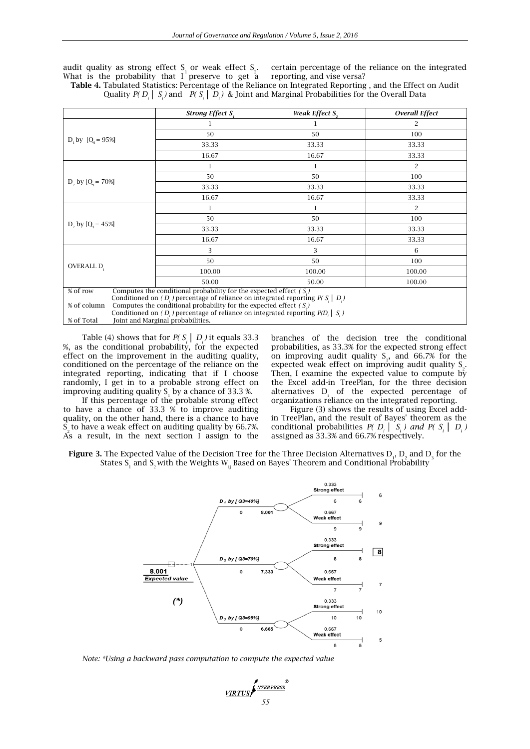audit quality as strong effect $S_1$ or weak effect $S_2$. What is the probability that I preserve to get a certain percentage of the reliance on the integrated reporting, and vise versa?

**Table 4.** Tabulated Statistics: Percentage of the Reliance on Integrated Reporting , and the Effect on Audit Quality $P(D_i \mid S_i)$ and $P(S_i \mid D_i)$ & Joint and Marginal Probabilities for the Overall Data

| | *Strong Effect $S_1$* | *Weak Effect $S_2$* | *Overall Effect* |
|---|---|---|---|
| $D_1$ by $[Q_3 = 95\%]$ | 1 | 1 | 2 |
| | 50 | 50 | 100 |
| | 33.33 | 33.33 | 33.33 |
| | 16.67 | 16.67 | 33.33 |
| $D_2$ by $[Q_3 = 70\%]$ | 1 | 1 | 2 |
| | 50 | 50 | 100 |
| | 33.33 | 33.33 | 33.33 |
| | 16.67 | 16.67 | 33.33 |
| $D_2$ by $[Q_3 = 45\%]$ | 1 | 1 | 2 |
| | 50 | 50 | 100 |
| | 33.33 | 33.33 | 33.33 |
| | 16.67 | 16.67 | 33.33 |
| OVERALL $D_i$ | 3 | 3 | 6 |
| | 50 | 50 | 100 |
| | 100.00 | 100.00 | 100.00 |
| | 50.00 | 50.00 | 100.00 |

% of row — Computes the conditional probability for the expected effect $(S_i)$ Conditioned on $(D_i)$ percentage of reliance on integrated reporting $P(S_i \mid D_i)$
% of column — Computes the conditional probability for the expected effect $(S_i)$ Conditioned on $(D_i)$ percentage of reliance on integrated reporting $P(D_i \mid S_i)$
% of Total — Joint and Marginal probabilities.

Table (4) shows that for $P(S_i \mid D_i)$ it equals 33.3 %, as the conditional probability, for the expected effect on the improvement in the auditing quality, conditioned on the percentage of the reliance on the integrated reporting, indicating that if I choose randomly, I get in to a probable strong effect on improving auditing quality $S_1$ by a chance of 33.3 %.

If this percentage of the probable strong effect to have a chance of 33.3 % to improve auditing quality, on the other hand, there is a chance to have $S_2$ to have a weak effect on auditing quality by 66.7%. As a result, in the next section I assign to the branches of the decision tree the conditional probabilities as 33.3% for the expected strong effect on improving audit quality $S_1$, and 66.7% for the expected weak effect on improving audit quality $S_2$. Then, I examine the expected value to compute by the Excel add-in TreePlan, for the three decision alternatives $D_i$ of the expected percentage of organizations reliance on the integrated reporting.

Figure (3) shows the results of using Excel add-in TreePlan, and the result of Bayes' theorem as the conditional probabilities $P(D_i \mid S_i)$ and $P(S_i \mid D_i)$ assigned as 33.3% and 66.7% respectively.

**Figure 3.** The Expected Value of the Decision Tree for the Three Decision Alternatives $D_1$, $D_2$ and $D_3$ for the States $S_1$ and $S_2$ with the Weights $W_{ij}$ Based on Bayes' Theorem and Conditional Probability

*Note: \*Using a backward pass computation to compute the expected value*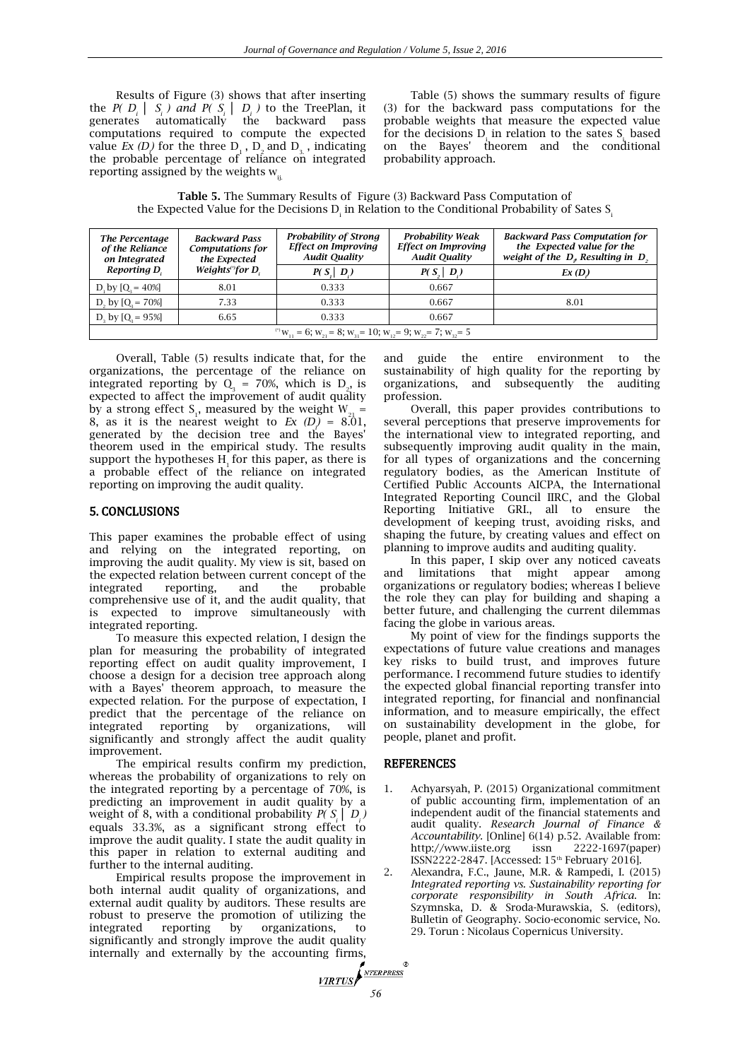Results of Figure (3) shows that after inserting the $P( D_i \mid S_i )$ *and* $P( S_i \mid D_i )$ to the TreePlan, it generates automatically the backward pass computations required to compute the expected value *Ex* $(D_i)$ for the three $D_1$ , $D_2$ and $D_3$ , indicating the probable percentage of reliance on integrated reporting assigned by the weights $w_{ij}$.

Table (5) shows the summary results of figure (3) for the backward pass computations for the probable weights that measure the expected value for the decisions $D_i$ in relation to the sates $S_i$ based on the Bayes' theorem and the conditional probability approach.

**Table 5.** The Summary Results of Figure (3) Backward Pass Computation of the Expected Value for the Decisions $D_i$ in Relation to the Conditional Probability of Sates $S_i$

| *The Percentage of the Reliance on Integrated Reporting* $D_i$ | *Backward Pass Computations for the Expected Weights*(*) *for* $D_i$ | *Probability of Strong Effect on Improving Audit Quality* $P( S_1 \mid D_i)$ | *Probability Weak Effect on Improving Audit Quality* $P( S_2 \mid D_i)$ | *Backward Pass Computation for the Expected value for the weight of the* $D_i$, *Resulting in* $D_2$ *Ex* $(D_i)$ |
|---|---|---|---|---|
| $D_1$ by $[Q_2 = 40\%]$ | 8.01 | 0.333 | 0.667 | |
| $D_2$ by $[Q_3 = 70\%]$ | 7.33 | 0.333 | 0.667 | 8.01 |
| $D_3$ by $[Q_4 = 95\%]$ | 6.65 | 0.333 | 0.667 | |

(*) $w_{11} = 6$; $w_{21} = 8$; $w_{31} = 10$; $w_{12} = 9$; $w_{22} = 7$; $w_{32} = 5$

Overall, Table (5) results indicate that, for the organizations, the percentage of the reliance on integrated reporting by $Q_3 = 70\%$, which is $D_2$, is expected to affect the improvement of audit quality by a strong effect $S_1$, measured by the weight $W_{21} = 8$, as it is the nearest weight to *Ex* $(D_i) = 8.01$, generated by the decision tree and the Bayes' theorem used in the empirical study. The results support the hypotheses $H_1$ for this paper, as there is a probable effect of the reliance on integrated reporting on improving the audit quality.

## 5. CONCLUSIONS

This paper examines the probable effect of using and relying on the integrated reporting, on improving the audit quality. My view is sit, based on the expected relation between current concept of the integrated reporting, and the probable comprehensive use of it, and the audit quality, that is expected to improve simultaneously with integrated reporting.

To measure this expected relation, I design the plan for measuring the probability of integrated reporting effect on audit quality improvement, I choose a design for a decision tree approach along with a Bayes' theorem approach, to measure the expected relation. For the purpose of expectation, I predict that the percentage of the reliance on integrated reporting by organizations, will significantly and strongly affect the audit quality improvement.

The empirical results confirm my prediction, whereas the probability of organizations to rely on the integrated reporting by a percentage of 70%, is predicting an improvement in audit quality by a weight of 8, with a conditional probability $P( S_i \mid D_i)$ equals 33.3%, as a significant strong effect to improve the audit quality. I state the audit quality in this paper in relation to external auditing and further to the internal auditing.

Empirical results propose the improvement in both internal audit quality of organizations, and external audit quality by auditors. These results are robust to preserve the promotion of utilizing the integrated reporting by organizations, to significantly and strongly improve the audit quality internally and externally by the accounting firms, and guide the entire environment to the sustainability of high quality for the reporting by organizations, and subsequently the auditing profession.

Overall, this paper provides contributions to several perceptions that preserve improvements for the international view to integrated reporting, and subsequently improving audit quality in the main, for all types of organizations and the concerning regulatory bodies, as the American Institute of Certified Public Accounts AICPA, the International Integrated Reporting Council IIRC, and the Global Reporting Initiative GRI., all to ensure the development of keeping trust, avoiding risks, and shaping the future, by creating values and effect on planning to improve audits and auditing quality.

In this paper, I skip over any noticed caveats and limitations that might appear among organizations or regulatory bodies; whereas I believe the role they can play for building and shaping a better future, and challenging the current dilemmas facing the globe in various areas.

My point of view for the findings supports the expectations of future value creations and manages key risks to build trust, and improves future performance. I recommend future studies to identify the expected global financial reporting transfer into integrated reporting, for financial and nonfinancial information, and to measure empirically, the effect on sustainability development in the globe, for people, planet and profit.

## REFERENCES

1. Achyarsyah, P. (2015) Organizational commitment of public accounting firm, implementation of an independent audit of the financial statements and audit quality. *Research Journal of Finance & Accountability*. [Online] 6(14) p.52. Available from: http://www.iiste.org issn 2222-1697(paper) ISSN2222-2847. [Accessed: 15th February 2016].
2. Alexandra, F.C., Jaune, M.R. & Rampedi, I. (2015) *Integrated reporting vs. Sustainability reporting for corporate responsibility in South Africa.* In: Szymnska, D. & Sroda-Murawskia, S. (editors), Bulletin of Geography. Socio-economic service, No. 29. Torun : Nicolaus Copernicus University.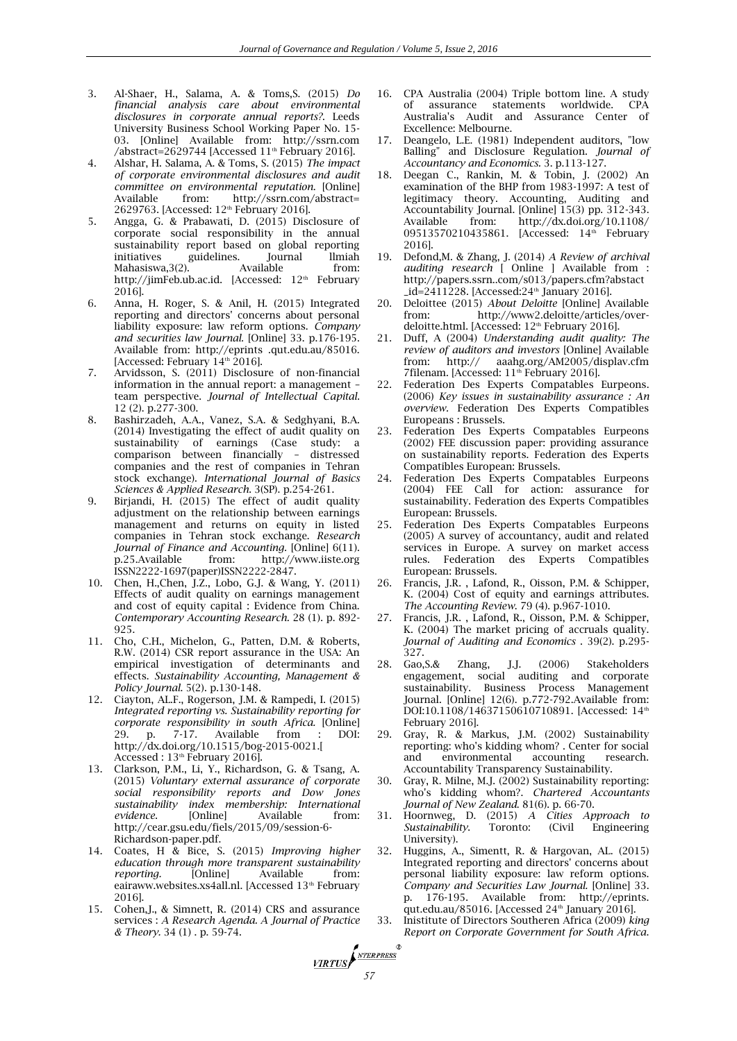3. Al-Shaer, H., Salama, A. & Toms,S. (2015) *Do financial analysis care about environmental disclosures in corporate annual reports?.* Leeds University Business School Working Paper No. 15-03. [Online] Available from: http://ssrn.com /abstract=2629744 [Accessed 11th February 2016].
4. Alshar, H. Salama, A. & Toms, S. (2015) *The impact of corporate environmental disclosures and audit committee on environmental reputation.* [Online] Available from: http://ssrn.com/abstract= 2629763. [Accessed: 12th February 2016].
5. Angga, G. & Prabawati, D. (2015) Disclosure of corporate social responsibility in the annual sustainability report based on global reporting initiatives guidelines. Journal llmiah Mahasiswa,3(2). Available from: http://jimFeb.ub.ac.id. [Accessed: 12th February 2016].
6. Anna, H. Roger, S. & Anil, H. (2015) Integrated reporting and directors' concerns about personal liability exposure: law reform options. *Company and securities law Journal.* [Online] 33. p.176-195. Available from: http://eprints .qut.edu.au/85016. [Accessed: February 14th 2016].
7. Arvidsson, S. (2011) Disclosure of non-financial information in the annual report: a management – team perspective. *Journal of Intellectual Capital.* 12 (2). p.277-300.
8. Bashirzadeh, A.A., Vanez, S.A. & Sedghyani, B.A. (2014) Investigating the effect of audit quality on sustainability of earnings (Case study: a comparison between financially – distressed companies and the rest of companies in Tehran stock exchange). *International Journal of Basics Sciences & Applied Research.* 3(SP). p.254-261.
9. Birjandi, H. (2015) The effect of audit quality adjustment on the relationship between earnings management and returns on equity in listed companies in Tehran stock exchange. *Research Journal of Finance and Accounting.* [Online] 6(11). p.25.Available from: http://www.iiste.org ISSN2222-1697(paper)ISSN2222-2847.
10. Chen, H.,Chen, J.Z., Lobo, G.J. & Wang, Y. (2011) Effects of audit quality on earnings management and cost of equity capital : Evidence from China. *Contemporary Accounting Research.* 28 (1). p. 892-925.
11. Cho, C.H., Michelon, G., Patten, D.M. & Roberts, R.W. (2014) CSR report assurance in the USA: An empirical investigation of determinants and effects. *Sustainability Accounting, Management & Policy Journal.* 5(2). p.130-148.
12. Ciayton, AL.F., Rogerson, J.M. & Rampedi, I. (2015) *Integrated reporting vs. Sustainability reporting for corporate responsibility in south Africa.* [Online] 29. p. 7-17. Available from : DOI: http://dx.doi.org/10.1515/bog-2015-0021.[ Accessed : 13th February 2016].
13. Clarkson, P.M., Li, Y., Richardson, G. & Tsang, A. (2015) *Voluntary external assurance of corporate social responsibility reports and Dow Jones sustainability index membership: International evidence.* [Online] Available from: http://cear.gsu.edu/fiels/2015/09/session-6-Richardson-paper.pdf.
14. Coates, H & Bice, S. (2015) *Improving higher education through more transparent sustainability reporting.* [Online] Available from: eairaww.websites.xs4all.nl. [Accessed 13th February 2016].
15. Cohen,J., & Simnett, R. (2014) CRS and assurance services : *A Research Agenda. A Journal of Practice & Theory.* 34 (1) . p. 59-74.
16. CPA Australia (2004) Triple bottom line. A study of assurance statements worldwide. CPA Australia's Audit and Assurance Center of Excellence: Melbourne.
17. Deangelo, L.E. (1981) Independent auditors, "low Balling" and Disclosure Regulation. *Journal of Accountancy and Economics.* 3. p.113-127.
18. Deegan C., Rankin, M. & Tobin, J. (2002) An examination of the BHP from 1983-1997: A test of legitimacy theory. Accounting, Auditing and Accountability Journal. [Online] 15(3) pp. 312-343. Available from: http://dx.doi.org/10.1108/ 09513570210435861. [Accessed: 14th February 2016].
19. Defond,M. & Zhang, J. (2014) *A Review of archival auditing research* [ Online ] Available from : http://papers.ssrn..com/s013/papers.cfm?abstact _id=2411228. [Accessed:24th January 2016].
20. Deloittee (2015) *About Deloitte* [Online] Available from: http://www2.deloitte/articles/over-deloitte.html. [Accessed: 12th February 2016].
21. Duff, A (2004) *Understanding audit quality: The review of auditors and investors* [Online] Available from: http:// aaahg.org/AM2005/displav.cfm 7filenam. [Accessed: 11th February 2016].
22. Federation Des Experts Compatables Eurpeons. (2006) *Key issues in sustainability assurance : An overview.* Federation Des Experts Compatibles Europeans : Brussels.
23. Federation Des Experts Compatables Eurpeons (2002) FEE discussion paper: providing assurance on sustainability reports. Federation des Experts Compatibles European: Brussels.
24. Federation Des Experts Compatables Eurpeons (2004) FEE Call for action: assurance for sustainability. Federation des Experts Compatibles European: Brussels.
25. Federation Des Experts Compatables Eurpeons (2005) A survey of accountancy, audit and related services in Europe. A survey on market access rules. Federation des Experts Compatibles European: Brussels.
26. Francis, J.R. , Lafond, R., Oisson, P.M. & Schipper, K. (2004) Cost of equity and earnings attributes. *The Accounting Review.* 79 (4). p.967-1010.
27. Francis, J.R. , Lafond, R., Oisson, P.M. & Schipper, K. (2004) The market pricing of accruals quality. *Journal of Auditing and Economics* . 39(2). p.295-327.
28. Gao,S.& Zhang, J.J. (2006) Stakeholders engagement, social auditing and corporate sustainability. Business Process Management Journal. [Online] 12(6). p.772-792.Available from: DOI:10.1108/14637150610710891. [Accessed: 14th February 2016].
29. Gray, R. & Markus, J.M. (2002) Sustainability reporting: who's kidding whom? . Center for social and environmental accounting research. Accountability Transparency Sustainability.
30. Gray, R. Milne, M.J. (2002) Sustainability reporting: who's kidding whom?. *Chartered Accountants Journal of New Zealand.* 81(6). p. 66-70.
31. Hoornweg, D. (2015) *A Cities Approach to Sustainability.* Toronto: (Civil Engineering University).
32. Huggins, A., Simentt, R. & Hargovan, AL. (2015) Integrated reporting and directors' concerns about personal liability exposure: law reform options. *Company and Securities Law Journal.* [Online] 33. p. 176-195. Available from: http://eprints. qut.edu.au/85016. [Accessed 24th January 2016].
33. Institute of Directors Southeren Africa (2009) *king Report on Corporate Government for South Africa.*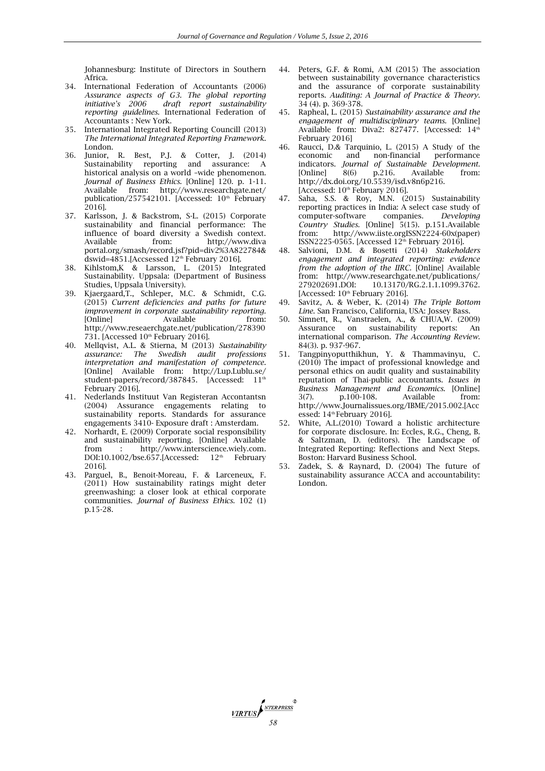Johannesburg: Institute of Directors in Southern Africa.

34. International Federation of Accountants (2006) *Assurance aspects of G3. The global reporting initiative's 2006 draft report sustainability reporting guidelines.* International Federation of Accountants : New York.
35. International Integrated Reporting Councill (2013) *The International Integrated Reporting Framework.* London.
36. Junior, R. Best, P.J. & Cotter, J. (2014) Sustainability reporting and assurance: A historical analysis on a world –wide phenomenon. *Journal of Business Ethics.* [Online] 120. p. 1-11. Available from: http://www.researchgate.net/ publication/257542101. [Accessed: 10th February 2016].
37. Karlsson, J. & Backstrom, S-L. (2015) Corporate sustainability and financial performance: The influence of board diversity a Swedish context. Available from: http://www.diva portal.org/smash/record.jsf?pid=div2%3A822784& dswid=4851.[Accsessed 12th February 2016].
38. Kihlstom,K & Larsson, L. (2015) Integrated Sustainability. Uppsala: (Department of Business Studies, Uppsala University).
39. Kjaergaard,T., Schleper, M.C. & Schmidt, C.G. (2015) *Current deficiencies and paths for future improvement in corporate sustainability reporting.* [Online] Available from: http://www.reseaerchgate.net/publication/278390 731. [Accessed 10th February 2016].
40. Mellqvist, A.L. & Stierna, M (2013) *Sustainability assurance: The Swedish audit professions interpretation and manifestation of competence.* [Online] Available from: http://Lup.Lublu.se/ student-papers/record/387845. [Accessed: 11th February 2016].
41. Nederlands Instituut Van Registeran Accontantsn (2004) Assurance engagements relating to sustainability reports. Standards for assurance engagements 3410- Exposure draft : Amsterdam.
42. Norhardt, E. (2009) Corporate social responsibility and sustainability reporting. [Online] Available from : http://www.interscience.wiely.com. DOI:10.1002/bse.657.[Accessed: 12th February 2016].
43. Parguel, B., Benoit-Moreau, F. & Larceneux, F. (2011) How sustainability ratings might deter greenwashing: a closer look at ethical corporate communities. *Journal of Business Ethics.* 102 (1) p.15-28.
44. Peters, G.F. & Romi, A.M (2015) The association between sustainability governance characteristics and the assurance of corporate sustainability reports. *Auditing: A Journal of Practice & Theory.* 34 (4). p. 369-378.
45. Rapheal, L. (2015) *Sustainability assurance and the engagement of multidisciplinary teams.* [Online] Available from: Diva2: 827477. [Accessed: 14th February 2016]
46. Raucci, D.& Tarquinio, L. (2015) A Study of the economic and non-financial performance indicators. *Journal of Sustainable Development.* [Online] 8(6) p.216. Available from: http://dx.doi.org/10.5539/isd.v8n6p216. [Accessed: 10th February 2016].
47. Saha, S.S. & Roy, M.N. (2015) Sustainability reporting practices in India: A select case study of computer-software companies. *Developing Country Studies.* [Online] 5(15). p.151.Available from: http://www.iiste.orgISSN2224-60x(paper) ISSN2225-0565. [Accessed 12th February 2016].
48. Salvioni, D.M. & Bosetti (2014) *Stakeholders engagement and integrated reporting: evidence from the adoption of the IIRC.* [Online] Available from: http://www.researchgate.net/publications/ 279202691.DOI: 10.13170/RG.2.1.1.1099.3762. [Accessed: 10th February 2016].
49. Savitz, A. & Weber, K. (2014) *The Triple Bottom Line.* San Francisco, California, USA: Jossey Bass.
50. Simnett, R., Vanstraelen, A., & CHUA,W. (2009) Assurance on sustainability reports: An international comparison. *The Accounting Review.* 84(3). p. 937-967.
51. Tangpinyoputthikhun, Y. & Thammavinyu, C. (2010) The impact of professional knowledge and personal ethics on audit quality and sustainability reputation of Thai-public accountants. *Issues in Business Management and Economics.* [Online] 3(7). p.100-108. Available from: http://www.Journalissues.org/IBME/2015.002.[Accessed: 14th February 2016].
52. White, A.L.(2010) Toward a holistic architecture for corporate disclosure. In: Eccles, R.G., Cheng, B. & Saltzman, D. (editors). The Landscape of Integrated Reporting: Reflections and Next Steps. Boston: Harvard Business School.
53. Zadek, S. & Raynard, D. (2004) The future of sustainability assurance ACCA and accountability: London.